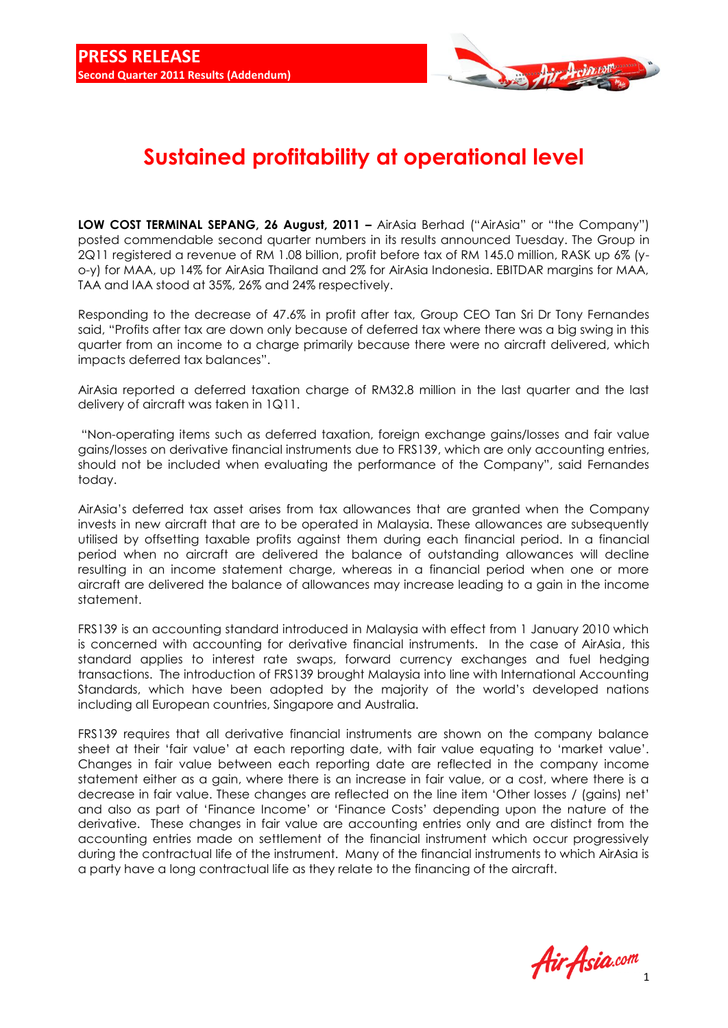**PRESS RELEASE**
**Second Quarter 2011 Results (Addendum)**

# Sustained profitability at operational level

**LOW COST TERMINAL SEPANG, 26 August, 2011 –** AirAsia Berhad ("AirAsia" or "the Company") posted commendable second quarter numbers in its results announced Tuesday. The Group in 2Q11 registered a revenue of RM 1.08 billion, profit before tax of RM 145.0 million, RASK up 6% (y-o-y) for MAA, up 14% for AirAsia Thailand and 2% for AirAsia Indonesia. EBITDAR margins for MAA, TAA and IAA stood at 35%, 26% and 24% respectively.

Responding to the decrease of 47.6% in profit after tax, Group CEO Tan Sri Dr Tony Fernandes said, "Profits after tax are down only because of deferred tax where there was a big swing in this quarter from an income to a charge primarily because there were no aircraft delivered, which impacts deferred tax balances".

AirAsia reported a deferred taxation charge of RM32.8 million in the last quarter and the last delivery of aircraft was taken in 1Q11.

"Non-operating items such as deferred taxation, foreign exchange gains/losses and fair value gains/losses on derivative financial instruments due to FRS139, which are only accounting entries, should not be included when evaluating the performance of the Company", said Fernandes today.

AirAsia's deferred tax asset arises from tax allowances that are granted when the Company invests in new aircraft that are to be operated in Malaysia. These allowances are subsequently utilised by offsetting taxable profits against them during each financial period. In a financial period when no aircraft are delivered the balance of outstanding allowances will decline resulting in an income statement charge, whereas in a financial period when one or more aircraft are delivered the balance of allowances may increase leading to a gain in the income statement.

FRS139 is an accounting standard introduced in Malaysia with effect from 1 January 2010 which is concerned with accounting for derivative financial instruments. In the case of AirAsia, this standard applies to interest rate swaps, forward currency exchanges and fuel hedging transactions. The introduction of FRS139 brought Malaysia into line with International Accounting Standards, which have been adopted by the majority of the world's developed nations including all European countries, Singapore and Australia.

FRS139 requires that all derivative financial instruments are shown on the company balance sheet at their 'fair value' at each reporting date, with fair value equating to 'market value'. Changes in fair value between each reporting date are reflected in the company income statement either as a gain, where there is an increase in fair value, or a cost, where there is a decrease in fair value. These changes are reflected on the line item 'Other losses / (gains) net' and also as part of 'Finance Income' or 'Finance Costs' depending upon the nature of the derivative. These changes in fair value are accounting entries only and are distinct from the accounting entries made on settlement of the financial instrument which occur progressively during the contractual life of the instrument. Many of the financial instruments to which AirAsia is a party have a long contractual life as they relate to the financing of the aircraft.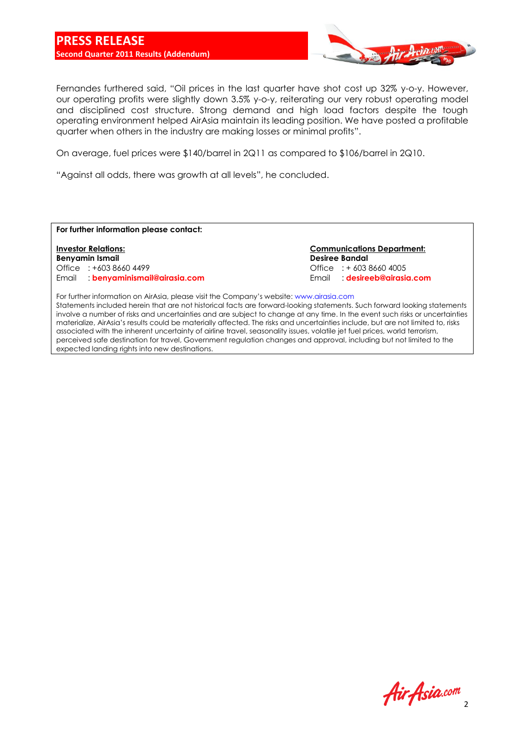Fernandes furthered said, "Oil prices in the last quarter have shot cost up 32% y-o-y. However, our operating profits were slightly down 3.5% y-o-y, reiterating our very robust operating model and disciplined cost structure. Strong demand and high load factors despite the tough operating environment helped AirAsia maintain its leading position. We have posted a profitable quarter when others in the industry are making losses or minimal profits".

On average, fuel prices were $140/barrel in 2Q11 as compared to $106/barrel in 2Q10.

"Against all odds, there was growth at all levels", he concluded.

**For further information please contact:**

**Investor Relations:**
**Benyamin Ismail**
Office : +603 8660 4499
Email : **benyaminismail@airasia.com**

**Communications Department:**
**Desiree Bandal**
Office : + 603 8660 4005
Email : **desireeb@airasia.com**

For further information on AirAsia, please visit the Company's website: www.airasia.com
Statements included herein that are not historical facts are forward-looking statements. Such forward looking statements involve a number of risks and uncertainties and are subject to change at any time. In the event such risks or uncertainties materialize, AirAsia's results could be materially affected. The risks and uncertainties include, but are not limited to, risks associated with the inherent uncertainty of airline travel, seasonality issues, volatile jet fuel prices, world terrorism, perceived safe destination for travel, Government regulation changes and approval, including but not limited to the expected landing rights into new destinations.